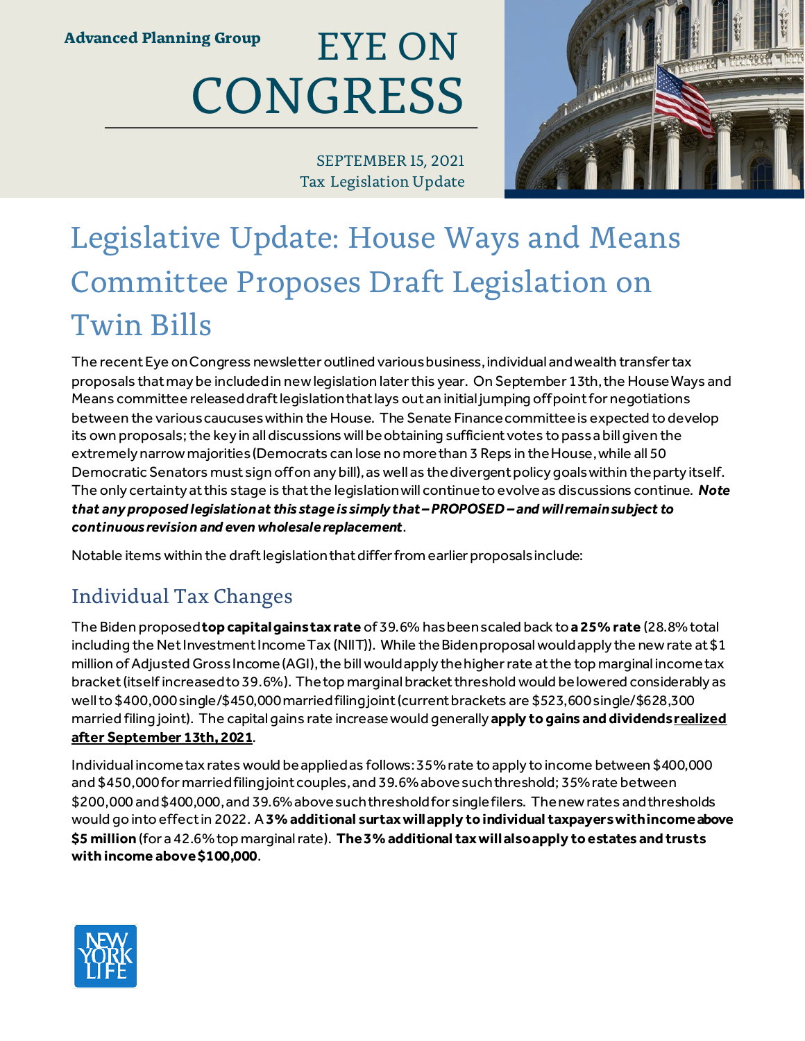Advanced Planning Group

# EYE ON CONGRESS

SEPTEMBER 15, 2021
Tax Legislation Update

# Legislative Update: House Ways and Means Committee Proposes Draft Legislation on Twin Bills

The recent Eye on Congress newsletter outlined various business, individual and wealth transfer tax proposals that may be included in new legislation later this year. On September 13th, the House Ways and Means committee released draft legislation that lays out an initial jumping off point for negotiations between the various caucuses within the House. The Senate Finance committee is expected to develop its own proposals; the key in all discussions will be obtaining sufficient votes to pass a bill given the extremely narrow majorities (Democrats can lose no more than 3 Reps in the House, while all 50 Democratic Senators must sign off on any bill), as well as the divergent policy goals within the party itself. The only certainty at this stage is that the legislation will continue to evolve as discussions continue. ***Note that any proposed legislation at this stage is simply that – PROPOSED – and will remain subject to continuous revision and even wholesale replacement***.

Notable items within the draft legislation that differ from earlier proposals include:

## Individual Tax Changes

The Biden proposed **top capital gains tax rate** of 39.6% has been scaled back to **a 25% rate** (28.8% total including the Net Investment Income Tax (NIIT)). While the Biden proposal would apply the new rate at $1 million of Adjusted Gross Income (AGI), the bill would apply the higher rate at the top marginal income tax bracket (itself increased to 39.6%). The top marginal bracket threshold would be lowered considerably as well to $400,000 single/$450,000 married filing joint (current brackets are $523,600 single/$628,300 married filing joint). The capital gains rate increase would generally **apply to gains and dividends <u>realized after September 13th, 2021</u>**.

Individual income tax rates would be applied as follows: 35% rate to apply to income between $400,000 and $450,000 for married filing joint couples, and 39.6% above such threshold; 35% rate between $200,000 and $400,000, and 39.6% above such threshold for single filers. The new rates and thresholds would go into effect in 2022. A **3% additional surtax will apply to individual taxpayers with income above $5 million** (for a 42.6% top marginal rate). **The 3% additional tax will also apply to estates and trusts with income above $100,000**.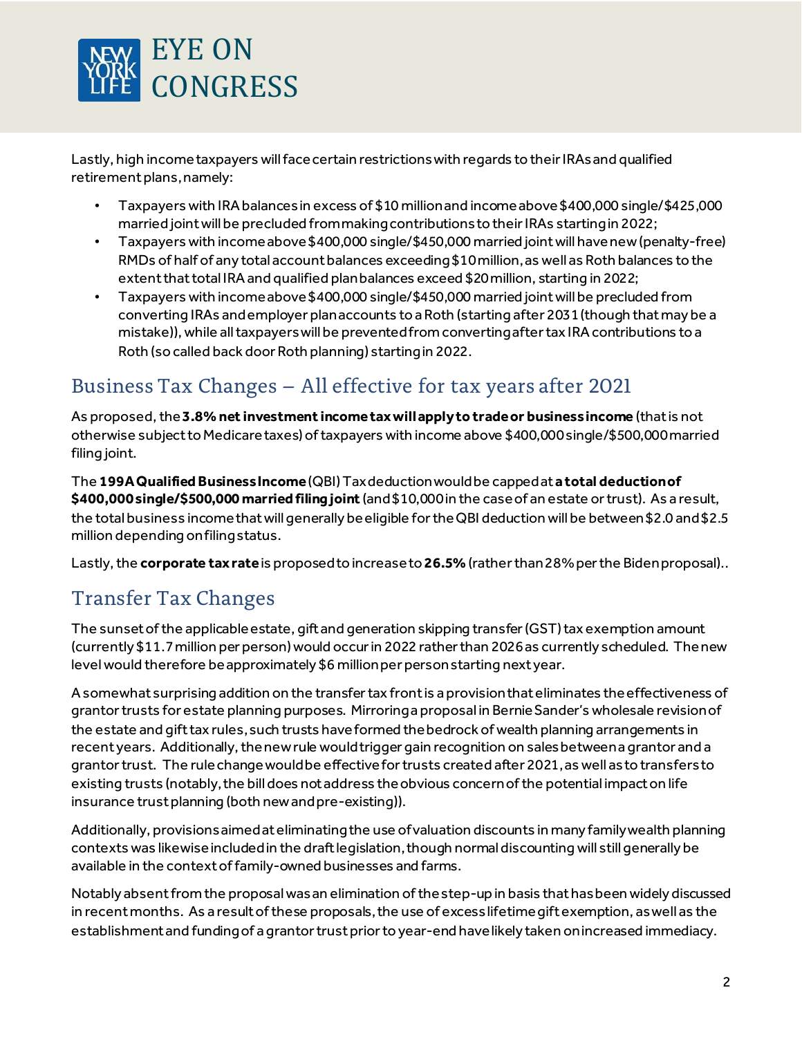Lastly, high income taxpayers will face certain restrictions with regards to their IRAs and qualified retirement plans, namely:

- Taxpayers with IRA balances in excess of $10 million and income above $400,000 single/$425,000 married joint will be precluded from making contributions to their IRAs starting in 2022;
- Taxpayers with income above $400,000 single/$450,000 married joint will have new (penalty-free) RMDs of half of any total account balances exceeding $10 million, as well as Roth balances to the extent that total IRA and qualified plan balances exceed $20 million, starting in 2022;
- Taxpayers with income above $400,000 single/$450,000 married joint will be precluded from converting IRAs and employer plan accounts to a Roth (starting after 2031 (though that may be a mistake)), while all taxpayers will be prevented from converting after tax IRA contributions to a Roth (so called back door Roth planning) starting in 2022.

## Business Tax Changes – All effective for tax years after 2021

As proposed, the **3.8% net investment income tax will apply to trade or business income** (that is not otherwise subject to Medicare taxes) of taxpayers with income above $400,000 single/$500,000 married filing joint.

The **199A Qualified Business Income** (QBI) Tax deduction would be capped at **a total deduction of $400,000 single/$500,000 married filing joint** (and $10,000 in the case of an estate or trust). As a result, the total business income that will generally be eligible for the QBI deduction will be between $2.0 and $2.5 million depending on filing status.

Lastly, the **corporate tax rate** is proposed to increase to **26.5%** (rather than 28% per the Biden proposal)..

## Transfer Tax Changes

The sunset of the applicable estate, gift and generation skipping transfer (GST) tax exemption amount (currently $11.7 million per person) would occur in 2022 rather than 2026 as currently scheduled. The new level would therefore be approximately $6 million per person starting next year.

A somewhat surprising addition on the transfer tax front is a provision that eliminates the effectiveness of grantor trusts for estate planning purposes. Mirroring a proposal in Bernie Sander's wholesale revision of the estate and gift tax rules, such trusts have formed the bedrock of wealth planning arrangements in recent years. Additionally, the new rule would trigger gain recognition on sales between a grantor and a grantor trust. The rule change would be effective for trusts created after 2021, as well as to transfers to existing trusts (notably, the bill does not address the obvious concern of the potential impact on life insurance trust planning (both new and pre-existing)).

Additionally, provisions aimed at eliminating the use of valuation discounts in many family wealth planning contexts was likewise included in the draft legislation, though normal discounting will still generally be available in the context of family-owned businesses and farms.

Notably absent from the proposal was an elimination of the step-up in basis that has been widely discussed in recent months. As a result of these proposals, the use of excess lifetime gift exemption, as well as the establishment and funding of a grantor trust prior to year-end have likely taken on increased immediacy.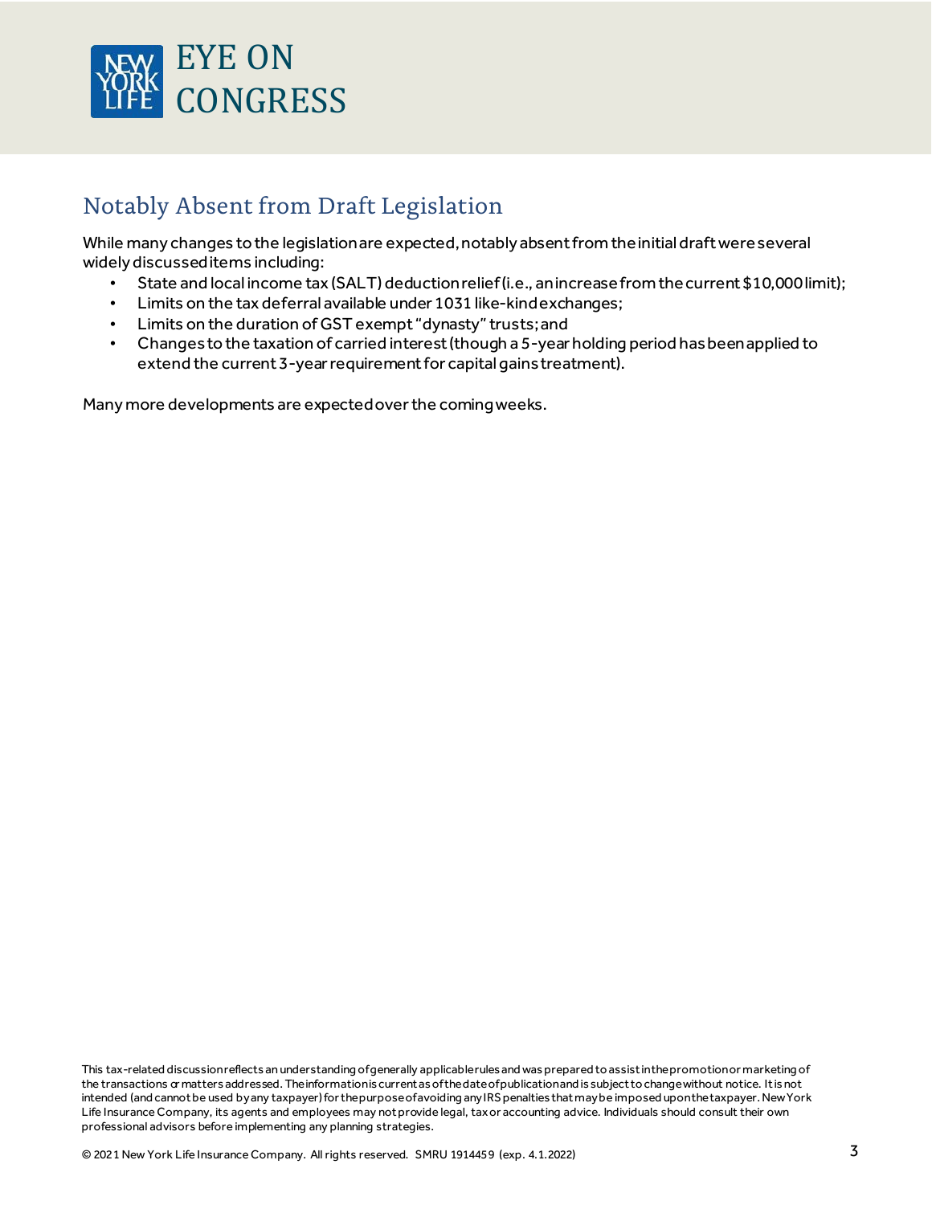## Notably Absent from Draft Legislation

While many changes to the legislation are expected, notably absent from the initial draft were several widely discussed items including:

- State and local income tax (SALT) deduction relief (i.e., an increase from the current $10,000 limit);
- Limits on the tax deferral available under 1031 like-kind exchanges;
- Limits on the duration of GST exempt "dynasty" trusts; and
- Changes to the taxation of carried interest (though a 5-year holding period has been applied to extend the current 3-year requirement for capital gains treatment).

Many more developments are expected over the coming weeks.

This tax-related discussion reflects an understanding of generally applicable rules and was prepared to assist in the promotion or marketing of the transactions or matters addressed. The information is current as of the date of publication and is subject to change without notice. It is not intended (and cannot be used by any taxpayer) for the purpose of avoiding any IRS penalties that may be imposed upon the taxpayer. New York Life Insurance Company, its agents and employees may not provide legal, tax or accounting advice. Individuals should consult their own professional advisors before implementing any planning strategies.

© 2021 New York Life Insurance Company. All rights reserved. SMRU 1914459 (exp. 4.1.2022)